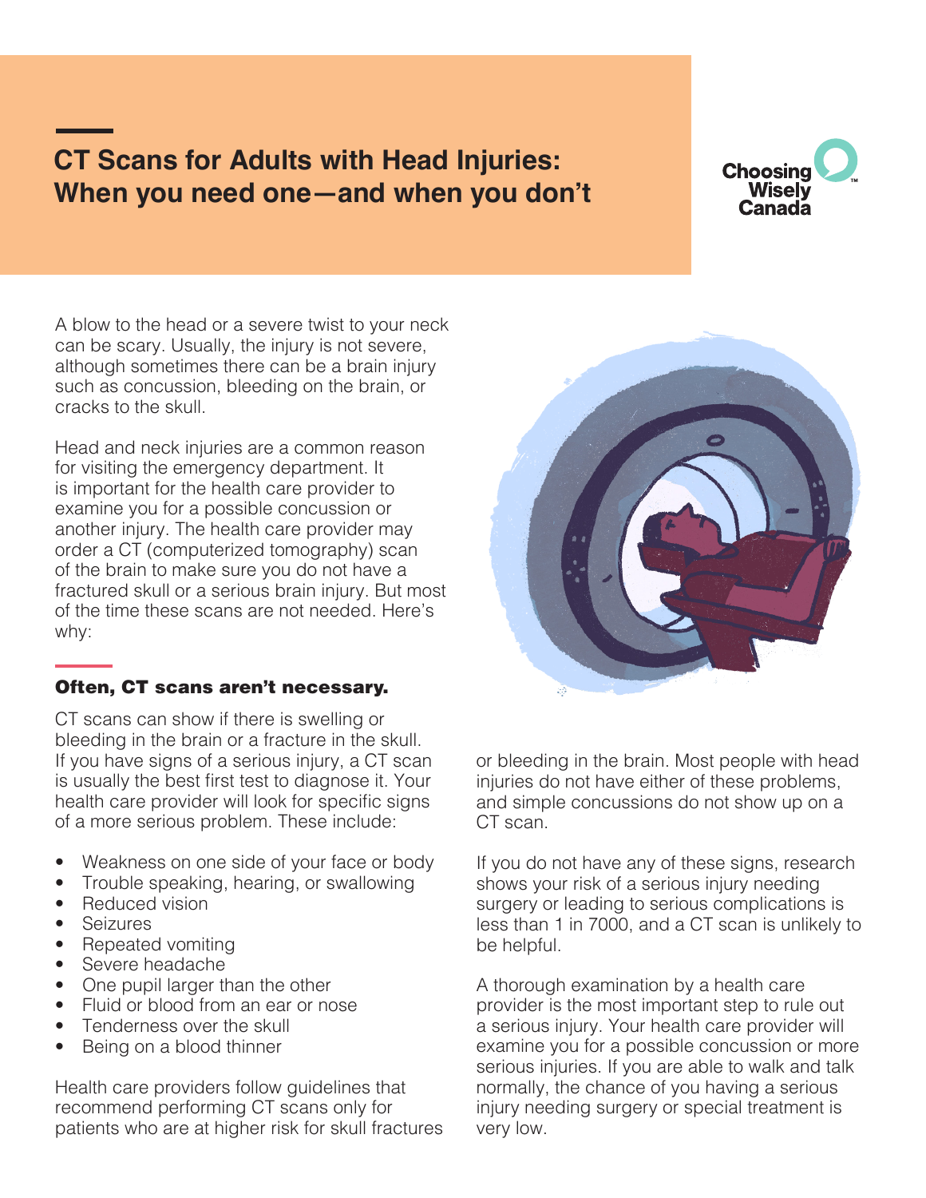# CT Scans for Adults with Head Injuries: When you need one—and when you don't

Choosing Wisely Canada

A blow to the head or a severe twist to your neck can be scary. Usually, the injury is not severe, although sometimes there can be a brain injury such as concussion, bleeding on the brain, or cracks to the skull.

Head and neck injuries are a common reason for visiting the emergency department. It is important for the health care provider to examine you for a possible concussion or another injury. The health care provider may order a CT (computerized tomography) scan of the brain to make sure you do not have a fractured skull or a serious brain injury. But most of the time these scans are not needed. Here's why:

## Often, CT scans aren't necessary.

CT scans can show if there is swelling or bleeding in the brain or a fracture in the skull. If you have signs of a serious injury, a CT scan is usually the best first test to diagnose it. Your health care provider will look for specific signs of a more serious problem. These include:

- Weakness on one side of your face or body
- Trouble speaking, hearing, or swallowing
- Reduced vision
- Seizures
- Repeated vomiting
- Severe headache
- One pupil larger than the other
- Fluid or blood from an ear or nose
- Tenderness over the skull
- Being on a blood thinner

Health care providers follow guidelines that recommend performing CT scans only for patients who are at higher risk for skull fractures or bleeding in the brain. Most people with head injuries do not have either of these problems, and simple concussions do not show up on a CT scan.

If you do not have any of these signs, research shows your risk of a serious injury needing surgery or leading to serious complications is less than 1 in 7000, and a CT scan is unlikely to be helpful.

A thorough examination by a health care provider is the most important step to rule out a serious injury. Your health care provider will examine you for a possible concussion or more serious injuries. If you are able to walk and talk normally, the chance of you having a serious injury needing surgery or special treatment is very low.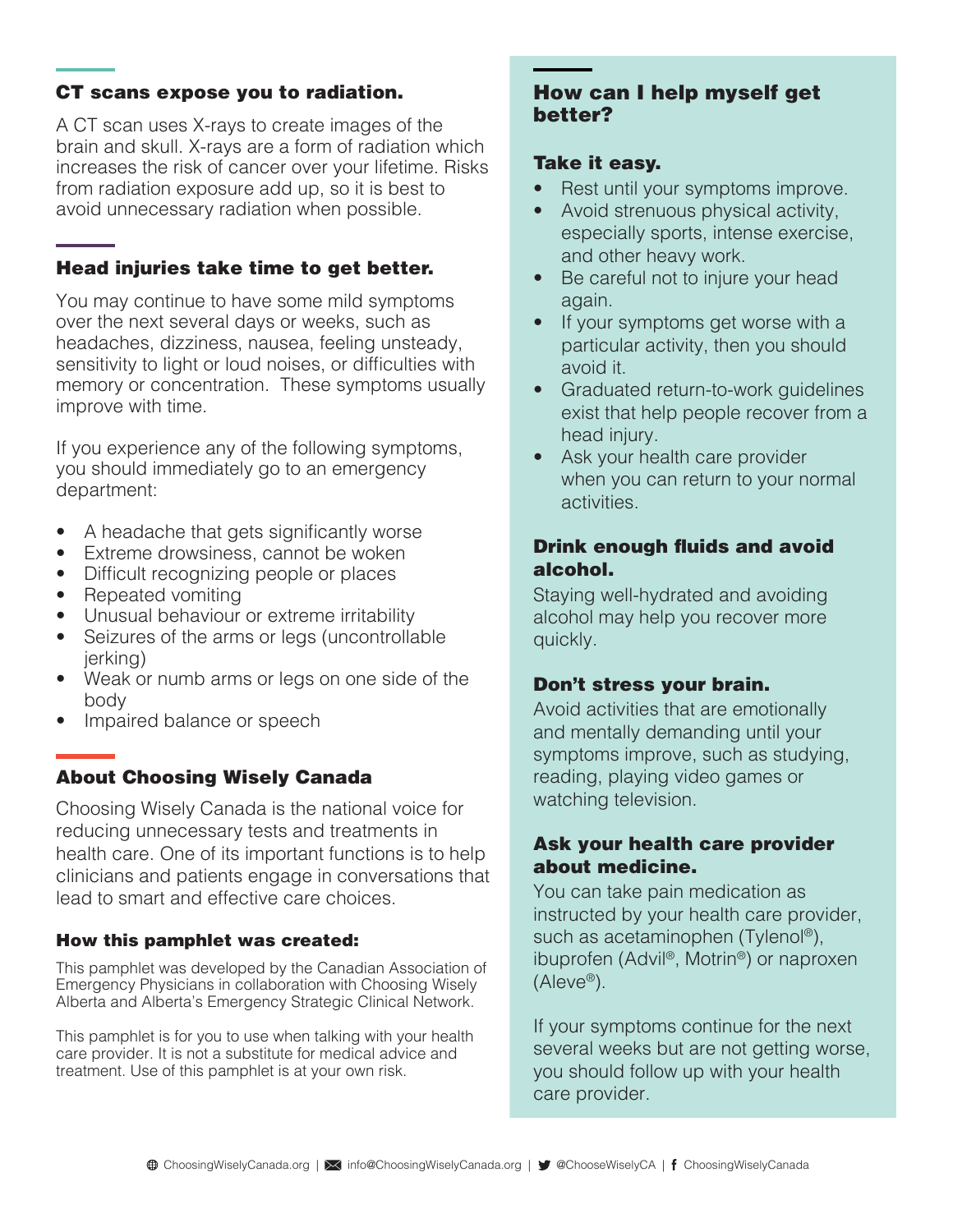## CT scans expose you to radiation.

A CT scan uses X-rays to create images of the brain and skull. X-rays are a form of radiation which increases the risk of cancer over your lifetime. Risks from radiation exposure add up, so it is best to avoid unnecessary radiation when possible.

## Head injuries take time to get better.

You may continue to have some mild symptoms over the next several days or weeks, such as headaches, dizziness, nausea, feeling unsteady, sensitivity to light or loud noises, or difficulties with memory or concentration. These symptoms usually improve with time.

If you experience any of the following symptoms, you should immediately go to an emergency department:

- A headache that gets significantly worse
- Extreme drowsiness, cannot be woken
- Difficult recognizing people or places
- Repeated vomiting
- Unusual behaviour or extreme irritability
- Seizures of the arms or legs (uncontrollable jerking)
- Weak or numb arms or legs on one side of the body
- Impaired balance or speech

## About Choosing Wisely Canada

Choosing Wisely Canada is the national voice for reducing unnecessary tests and treatments in health care. One of its important functions is to help clinicians and patients engage in conversations that lead to smart and effective care choices.

### How this pamphlet was created:

This pamphlet was developed by the Canadian Association of Emergency Physicians in collaboration with Choosing Wisely Alberta and Alberta's Emergency Strategic Clinical Network.

This pamphlet is for you to use when talking with your health care provider. It is not a substitute for medical advice and treatment. Use of this pamphlet is at your own risk.

## How can I help myself get better?

### Take it easy.

- Rest until your symptoms improve.
- Avoid strenuous physical activity, especially sports, intense exercise, and other heavy work.
- Be careful not to injure your head again.
- If your symptoms get worse with a particular activity, then you should avoid it.
- Graduated return-to-work guidelines exist that help people recover from a head injury.
- Ask your health care provider when you can return to your normal activities.

### Drink enough fluids and avoid alcohol.

Staying well-hydrated and avoiding alcohol may help you recover more quickly.

### Don't stress your brain.

Avoid activities that are emotionally and mentally demanding until your symptoms improve, such as studying, reading, playing video games or watching television.

### Ask your health care provider about medicine.

You can take pain medication as instructed by your health care provider, such as acetaminophen (Tylenol®), ibuprofen (Advil®, Motrin®) or naproxen (Aleve®).

If your symptoms continue for the next several weeks but are not getting worse, you should follow up with your health care provider.

ChoosingWiselyCanada.org | info@ChoosingWiselyCanada.org | @ChooseWiselyCA | ChoosingWiselyCanada